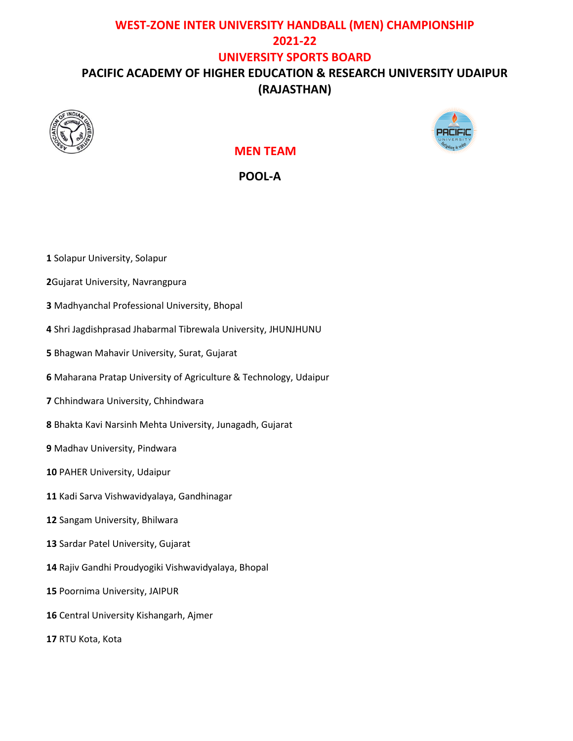# WEST-ZONE INTER UNIVERSITY HANDBALL (MEN) CHAMPIONSHIP 2021-22

## UNIVERSITY SPORTS BOARD

## PACIFIC ACADEMY OF HIGHER EDUCATION & RESEARCH UNIVERSITY UDAIPUR (RAJASTHAN)

### MEN TEAM

### POOL-A

**1** Solapur University, Solapur

**2**Gujarat University, Navrangpura

**3** Madhyanchal Professional University, Bhopal

**4** Shri Jagdishprasad Jhabarmal Tibrewala University, JHUNJHUNU

**5** Bhagwan Mahavir University, Surat, Gujarat

**6** Maharana Pratap University of Agriculture & Technology, Udaipur

**7** Chhindwara University, Chhindwara

**8** Bhakta Kavi Narsinh Mehta University, Junagadh, Gujarat

**9** Madhav University, Pindwara

**10** PAHER University, Udaipur

**11** Kadi Sarva Vishwavidyalaya, Gandhinagar

**12** Sangam University, Bhilwara

**13** Sardar Patel University, Gujarat

**14** Rajiv Gandhi Proudyogiki Vishwavidyalaya, Bhopal

**15** Poornima University, JAIPUR

**16** Central University Kishangarh, Ajmer

**17** RTU Kota, Kota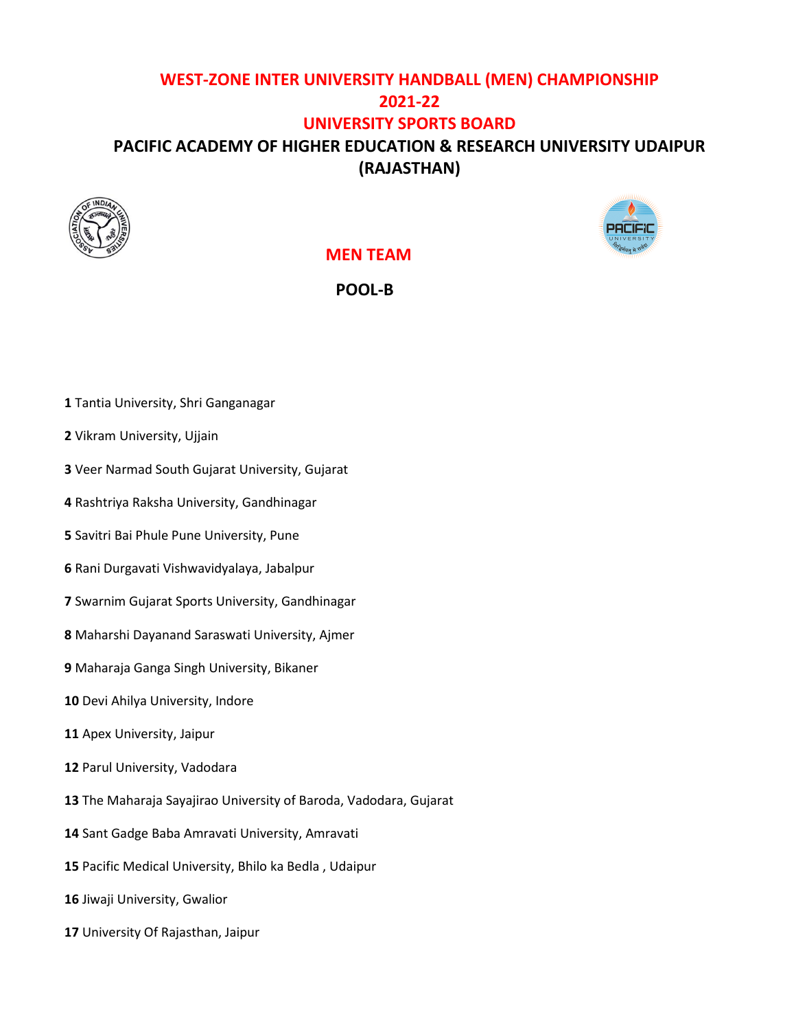# WEST-ZONE INTER UNIVERSITY HANDBALL (MEN) CHAMPIONSHIP 2021-22

## UNIVERSITY SPORTS BOARD

## PACIFIC ACADEMY OF HIGHER EDUCATION & RESEARCH UNIVERSITY UDAIPUR (RAJASTHAN)

### MEN TEAM

### POOL-B

**1** Tantia University, Shri Ganganagar

**2** Vikram University, Ujjain

**3** Veer Narmad South Gujarat University, Gujarat

**4** Rashtriya Raksha University, Gandhinagar

**5** Savitri Bai Phule Pune University, Pune

**6** Rani Durgavati Vishwavidyalaya, Jabalpur

**7** Swarnim Gujarat Sports University, Gandhinagar

**8** Maharshi Dayanand Saraswati University, Ajmer

**9** Maharaja Ganga Singh University, Bikaner

**10** Devi Ahilya University, Indore

**11** Apex University, Jaipur

**12** Parul University, Vadodara

**13** The Maharaja Sayajirao University of Baroda, Vadodara, Gujarat

**14** Sant Gadge Baba Amravati University, Amravati

**15** Pacific Medical University, Bhilo ka Bedla , Udaipur

**16** Jiwaji University, Gwalior

**17** University Of Rajasthan, Jaipur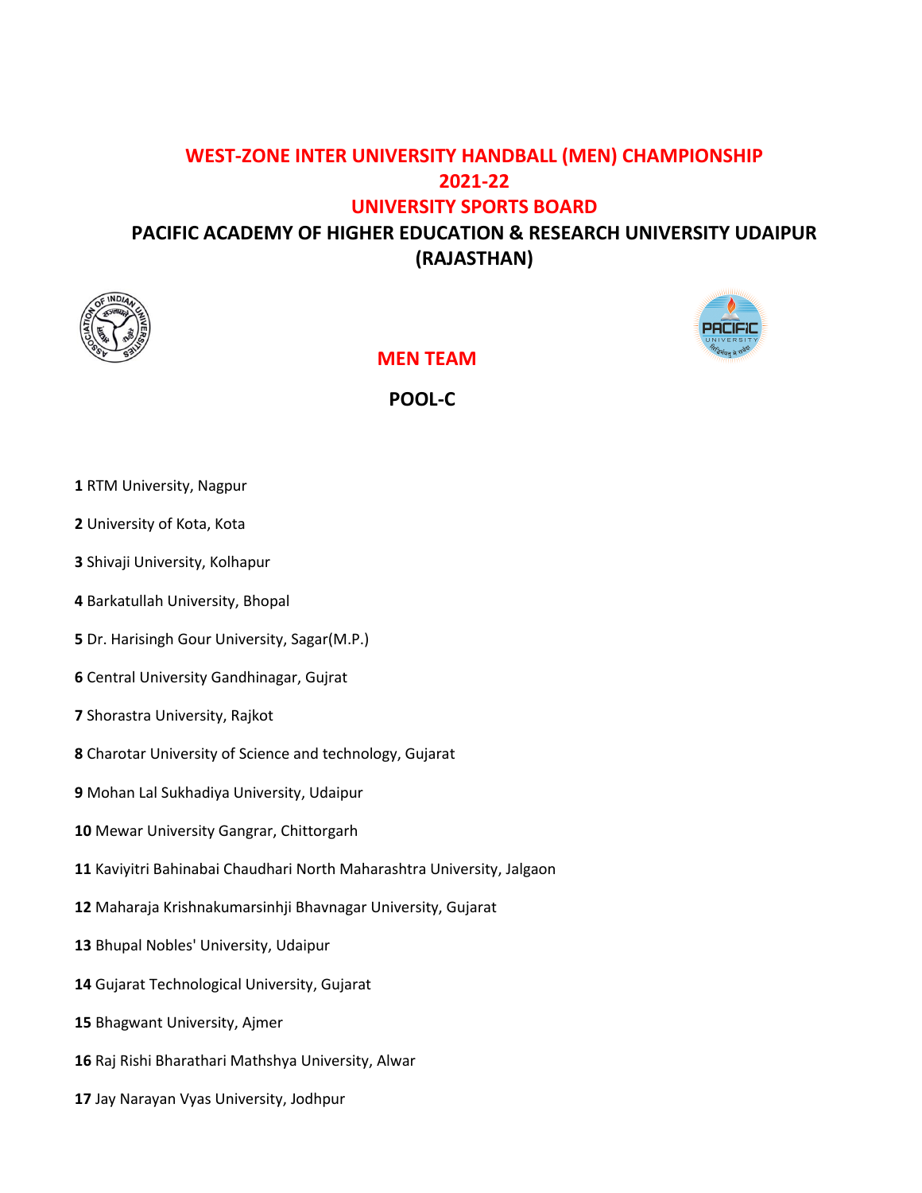# WEST-ZONE INTER UNIVERSITY HANDBALL (MEN) CHAMPIONSHIP 2021-22

## UNIVERSITY SPORTS BOARD

## PACIFIC ACADEMY OF HIGHER EDUCATION & RESEARCH UNIVERSITY UDAIPUR (RAJASTHAN)

### MEN TEAM

### POOL-C

**1** RTM University, Nagpur

**2** University of Kota, Kota

**3** Shivaji University, Kolhapur

**4** Barkatullah University, Bhopal

**5** Dr. Harisingh Gour University, Sagar(M.P.)

**6** Central University Gandhinagar, Gujrat

**7** Shorastra University, Rajkot

**8** Charotar University of Science and technology, Gujarat

**9** Mohan Lal Sukhadiya University, Udaipur

**10** Mewar University Gangrar, Chittorgarh

**11** Kaviyitri Bahinabai Chaudhari North Maharashtra University, Jalgaon

**12** Maharaja Krishnakumarsinhji Bhavnagar University, Gujarat

**13** Bhupal Nobles' University, Udaipur

**14** Gujarat Technological University, Gujarat

**15** Bhagwant University, Ajmer

**16** Raj Rishi Bharathari Mathshya University, Alwar

**17** Jay Narayan Vyas University, Jodhpur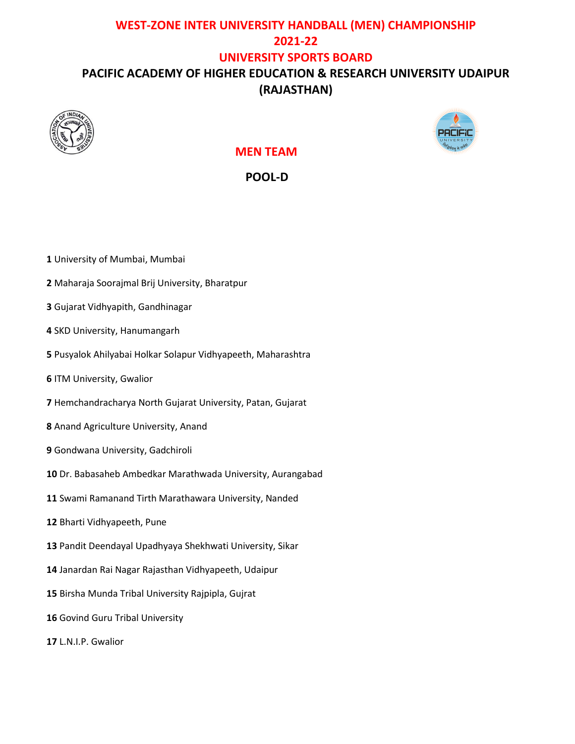# WEST-ZONE INTER UNIVERSITY HANDBALL (MEN) CHAMPIONSHIP 2021-22

## UNIVERSITY SPORTS BOARD

## PACIFIC ACADEMY OF HIGHER EDUCATION & RESEARCH UNIVERSITY UDAIPUR (RAJASTHAN)

### MEN TEAM

### POOL-D

**1** University of Mumbai, Mumbai

**2** Maharaja Soorajmal Brij University, Bharatpur

**3** Gujarat Vidhyapith, Gandhinagar

**4** SKD University, Hanumangarh

**5** Pusyalok Ahilyabai Holkar Solapur Vidhyapeeth, Maharashtra

**6** ITM University, Gwalior

**7** Hemchandracharya North Gujarat University, Patan, Gujarat

**8** Anand Agriculture University, Anand

**9** Gondwana University, Gadchiroli

**10** Dr. Babasaheb Ambedkar Marathwada University, Aurangabad

**11** Swami Ramanand Tirth Marathawara University, Nanded

**12** Bharti Vidhyapeeth, Pune

**13** Pandit Deendayal Upadhyaya Shekhwati University, Sikar

**14** Janardan Rai Nagar Rajasthan Vidhyapeeth, Udaipur

**15** Birsha Munda Tribal University Rajpipla, Gujrat

**16** Govind Guru Tribal University

**17** L.N.I.P. Gwalior